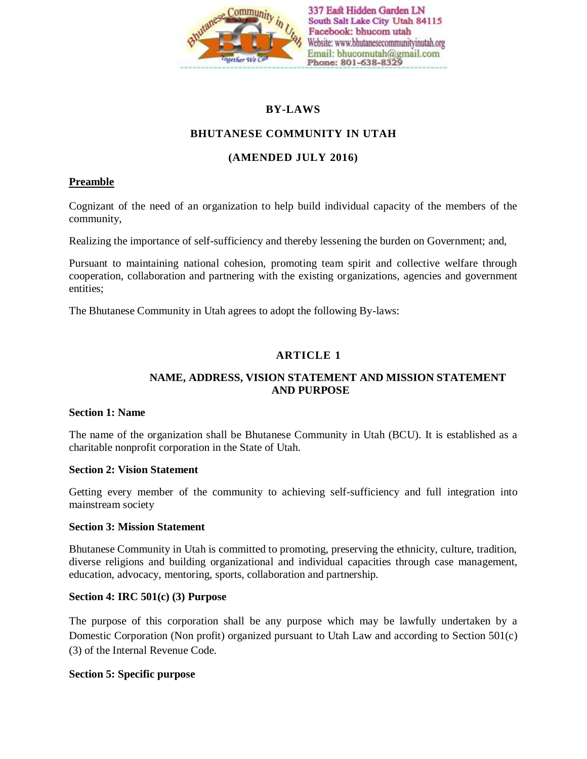337 East Hidden Garden LN
South Salt Lake City Utah 84115
Facebook: bhucom utah
Website: www.bhutanesecommunityinutah.org
Email: bhucomutah@gmail.com
Phone: 801-638-8329

# BY-LAWS

# BHUTANESE COMMUNITY IN UTAH

## (AMENDED JULY 2016)

### Preamble

Cognizant of the need of an organization to help build individual capacity of the members of the community,

Realizing the importance of self-sufficiency and thereby lessening the burden on Government; and,

Pursuant to maintaining national cohesion, promoting team spirit and collective welfare through cooperation, collaboration and partnering with the existing organizations, agencies and government entities;

The Bhutanese Community in Utah agrees to adopt the following By-laws:

## ARTICLE 1

## NAME, ADDRESS, VISION STATEMENT AND MISSION STATEMENT AND PURPOSE

### Section 1: Name

The name of the organization shall be Bhutanese Community in Utah (BCU). It is established as a charitable nonprofit corporation in the State of Utah.

### Section 2: Vision Statement

Getting every member of the community to achieving self-sufficiency and full integration into mainstream society

### Section 3: Mission Statement

Bhutanese Community in Utah is committed to promoting, preserving the ethnicity, culture, tradition, diverse religions and building organizational and individual capacities through case management, education, advocacy, mentoring, sports, collaboration and partnership.

### Section 4: IRC 501(c) (3) Purpose

The purpose of this corporation shall be any purpose which may be lawfully undertaken by a Domestic Corporation (Non profit) organized pursuant to Utah Law and according to Section 501(c) (3) of the Internal Revenue Code.

### Section 5: Specific purpose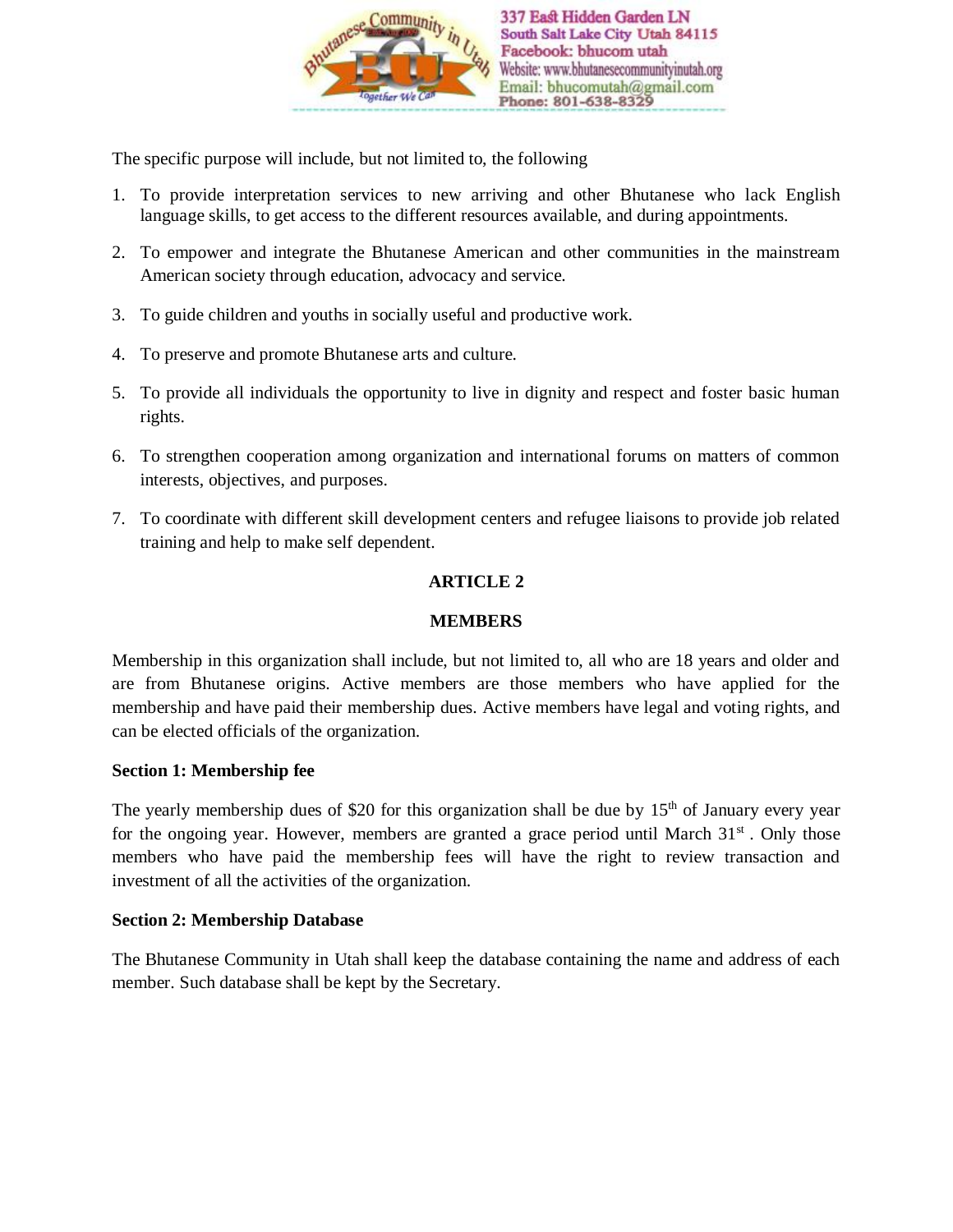The specific purpose will include, but not limited to, the following

1. To provide interpretation services to new arriving and other Bhutanese who lack English language skills, to get access to the different resources available, and during appointments.
2. To empower and integrate the Bhutanese American and other communities in the mainstream American society through education, advocacy and service.
3. To guide children and youths in socially useful and productive work.
4. To preserve and promote Bhutanese arts and culture.
5. To provide all individuals the opportunity to live in dignity and respect and foster basic human rights.
6. To strengthen cooperation among organization and international forums on matters of common interests, objectives, and purposes.
7. To coordinate with different skill development centers and refugee liaisons to provide job related training and help to make self dependent.

## ARTICLE 2

## MEMBERS

Membership in this organization shall include, but not limited to, all who are 18 years and older and are from Bhutanese origins. Active members are those members who have applied for the membership and have paid their membership dues. Active members have legal and voting rights, and can be elected officials of the organization.

**Section 1: Membership fee**

The yearly membership dues of $20 for this organization shall be due by 15th of January every year for the ongoing year. However, members are granted a grace period until March 31st . Only those members who have paid the membership fees will have the right to review transaction and investment of all the activities of the organization.

**Section 2: Membership Database**

The Bhutanese Community in Utah shall keep the database containing the name and address of each member. Such database shall be kept by the Secretary.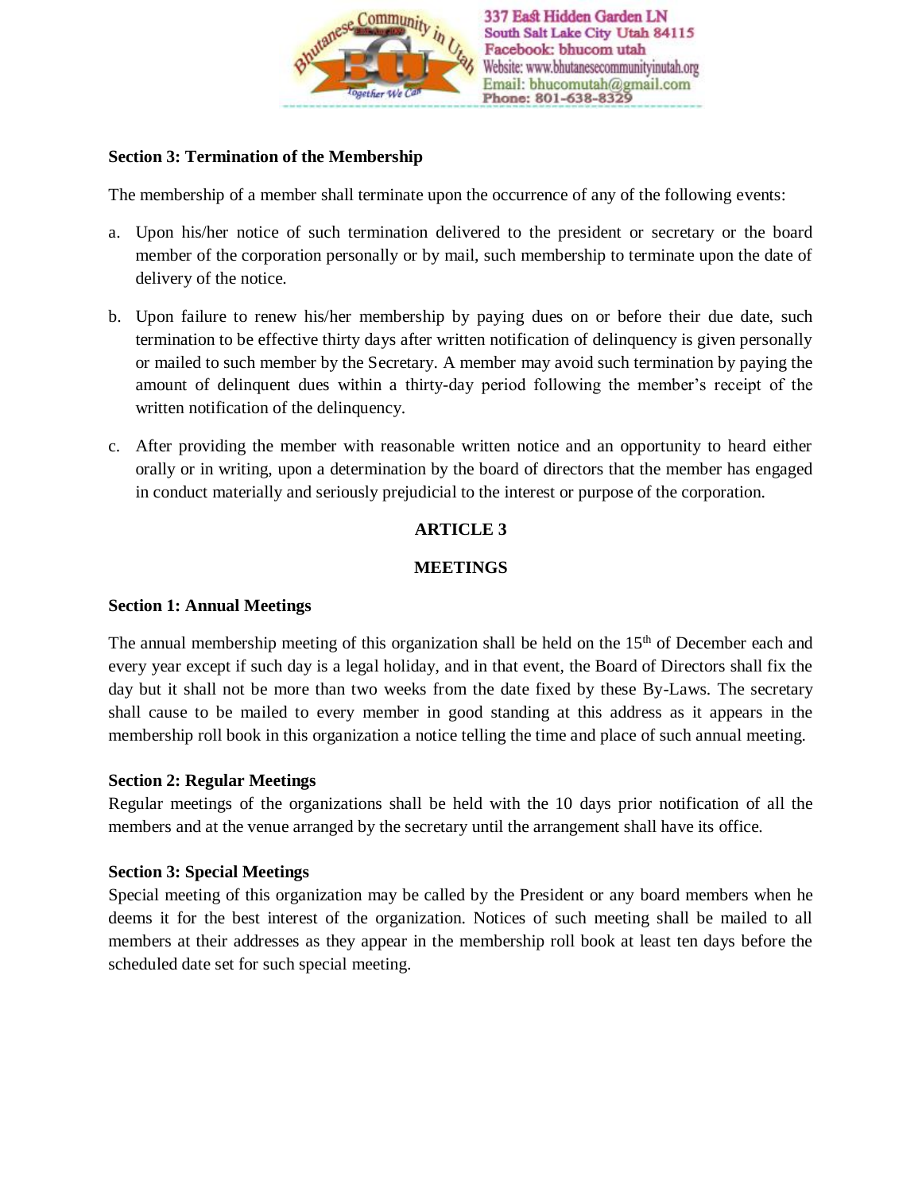**Section 3: Termination of the Membership**

The membership of a member shall terminate upon the occurrence of any of the following events:

a. Upon his/her notice of such termination delivered to the president or secretary or the board member of the corporation personally or by mail, such membership to terminate upon the date of delivery of the notice.

b. Upon failure to renew his/her membership by paying dues on or before their due date, such termination to be effective thirty days after written notification of delinquency is given personally or mailed to such member by the Secretary. A member may avoid such termination by paying the amount of delinquent dues within a thirty-day period following the member's receipt of the written notification of the delinquency.

c. After providing the member with reasonable written notice and an opportunity to heard either orally or in writing, upon a determination by the board of directors that the member has engaged in conduct materially and seriously prejudicial to the interest or purpose of the corporation.

**ARTICLE 3**

**MEETINGS**

**Section 1: Annual Meetings**

The annual membership meeting of this organization shall be held on the 15th of December each and every year except if such day is a legal holiday, and in that event, the Board of Directors shall fix the day but it shall not be more than two weeks from the date fixed by these By-Laws. The secretary shall cause to be mailed to every member in good standing at this address as it appears in the membership roll book in this organization a notice telling the time and place of such annual meeting.

**Section 2: Regular Meetings**

Regular meetings of the organizations shall be held with the 10 days prior notification of all the members and at the venue arranged by the secretary until the arrangement shall have its office.

**Section 3: Special Meetings**

Special meeting of this organization may be called by the President or any board members when he deems it for the best interest of the organization. Notices of such meeting shall be mailed to all members at their addresses as they appear in the membership roll book at least ten days before the scheduled date set for such special meeting.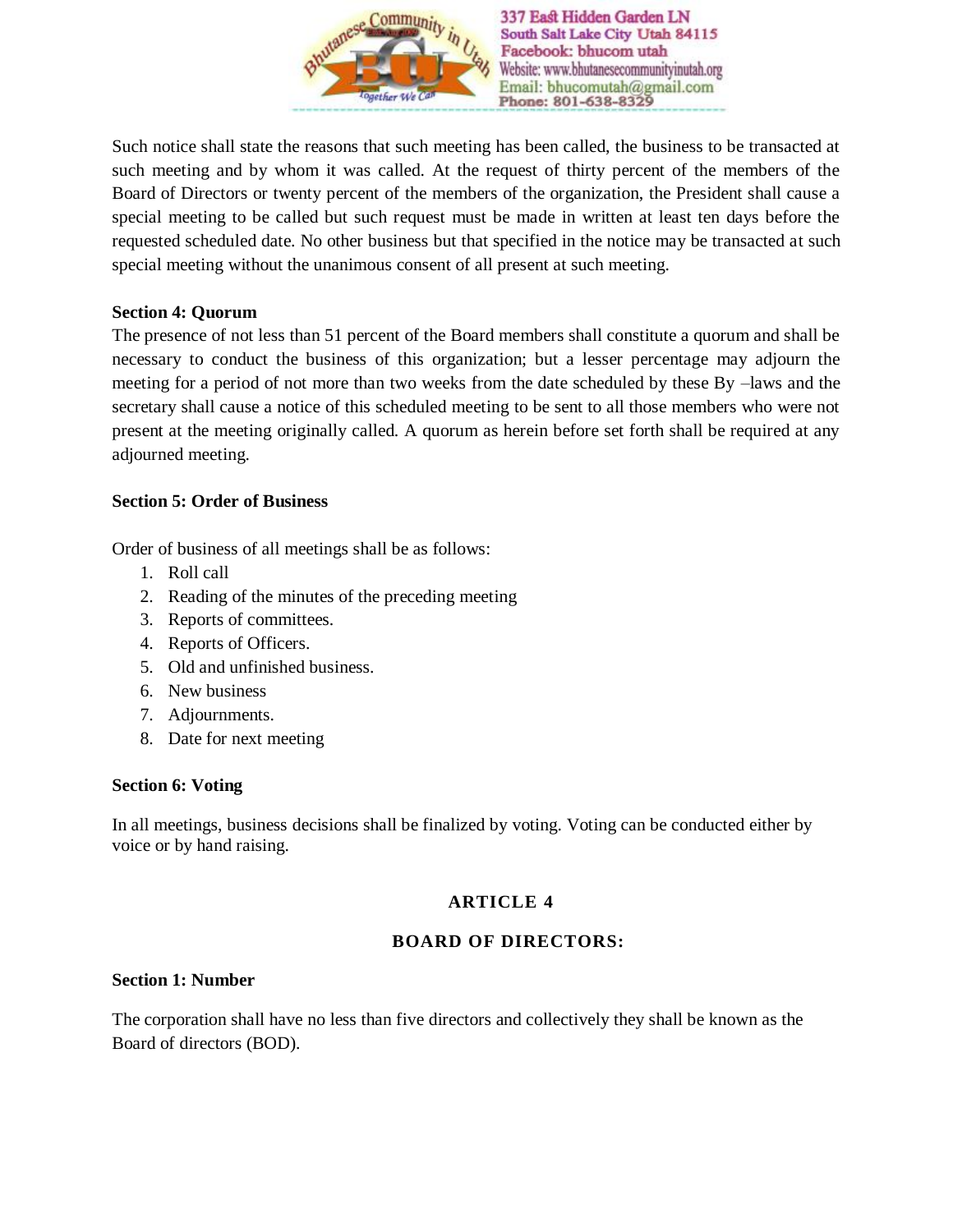Such notice shall state the reasons that such meeting has been called, the business to be transacted at such meeting and by whom it was called. At the request of thirty percent of the members of the Board of Directors or twenty percent of the members of the organization, the President shall cause a special meeting to be called but such request must be made in written at least ten days before the requested scheduled date. No other business but that specified in the notice may be transacted at such special meeting without the unanimous consent of all present at such meeting.

**Section 4: Quorum**

The presence of not less than 51 percent of the Board members shall constitute a quorum and shall be necessary to conduct the business of this organization; but a lesser percentage may adjourn the meeting for a period of not more than two weeks from the date scheduled by these By –laws and the secretary shall cause a notice of this scheduled meeting to be sent to all those members who were not present at the meeting originally called. A quorum as herein before set forth shall be required at any adjourned meeting.

**Section 5: Order of Business**

Order of business of all meetings shall be as follows:

1. Roll call
2. Reading of the minutes of the preceding meeting
3. Reports of committees.
4. Reports of Officers.
5. Old and unfinished business.
6. New business
7. Adjournments.
8. Date for next meeting

**Section 6: Voting**

In all meetings, business decisions shall be finalized by voting. Voting can be conducted either by voice or by hand raising.

## ARTICLE 4

## BOARD OF DIRECTORS:

**Section 1: Number**

The corporation shall have no less than five directors and collectively they shall be known as the Board of directors (BOD).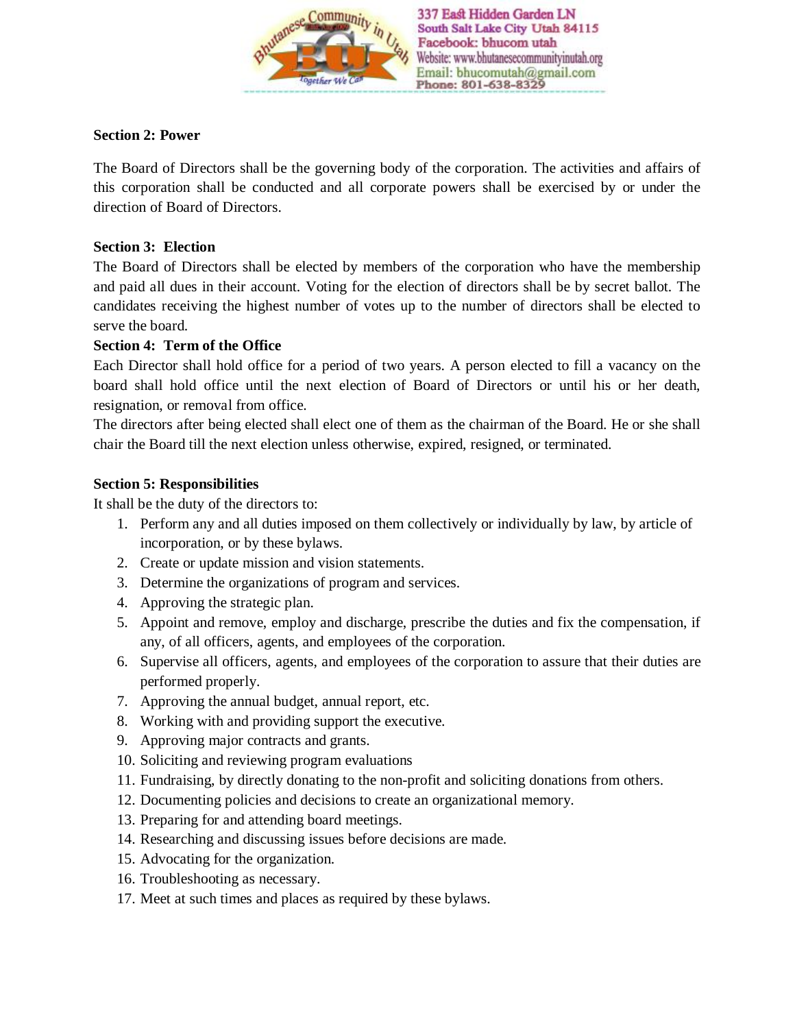**Section 2: Power**

The Board of Directors shall be the governing body of the corporation. The activities and affairs of this corporation shall be conducted and all corporate powers shall be exercised by or under the direction of Board of Directors.

**Section 3: Election**

The Board of Directors shall be elected by members of the corporation who have the membership and paid all dues in their account. Voting for the election of directors shall be by secret ballot. The candidates receiving the highest number of votes up to the number of directors shall be elected to serve the board.

**Section 4: Term of the Office**

Each Director shall hold office for a period of two years. A person elected to fill a vacancy on the board shall hold office until the next election of Board of Directors or until his or her death, resignation, or removal from office.

The directors after being elected shall elect one of them as the chairman of the Board. He or she shall chair the Board till the next election unless otherwise, expired, resigned, or terminated.

**Section 5: Responsibilities**

It shall be the duty of the directors to:

1. Perform any and all duties imposed on them collectively or individually by law, by article of incorporation, or by these bylaws.
2. Create or update mission and vision statements.
3. Determine the organizations of program and services.
4. Approving the strategic plan.
5. Appoint and remove, employ and discharge, prescribe the duties and fix the compensation, if any, of all officers, agents, and employees of the corporation.
6. Supervise all officers, agents, and employees of the corporation to assure that their duties are performed properly.
7. Approving the annual budget, annual report, etc.
8. Working with and providing support the executive.
9. Approving major contracts and grants.
10. Soliciting and reviewing program evaluations
11. Fundraising, by directly donating to the non-profit and soliciting donations from others.
12. Documenting policies and decisions to create an organizational memory.
13. Preparing for and attending board meetings.
14. Researching and discussing issues before decisions are made.
15. Advocating for the organization.
16. Troubleshooting as necessary.
17. Meet at such times and places as required by these bylaws.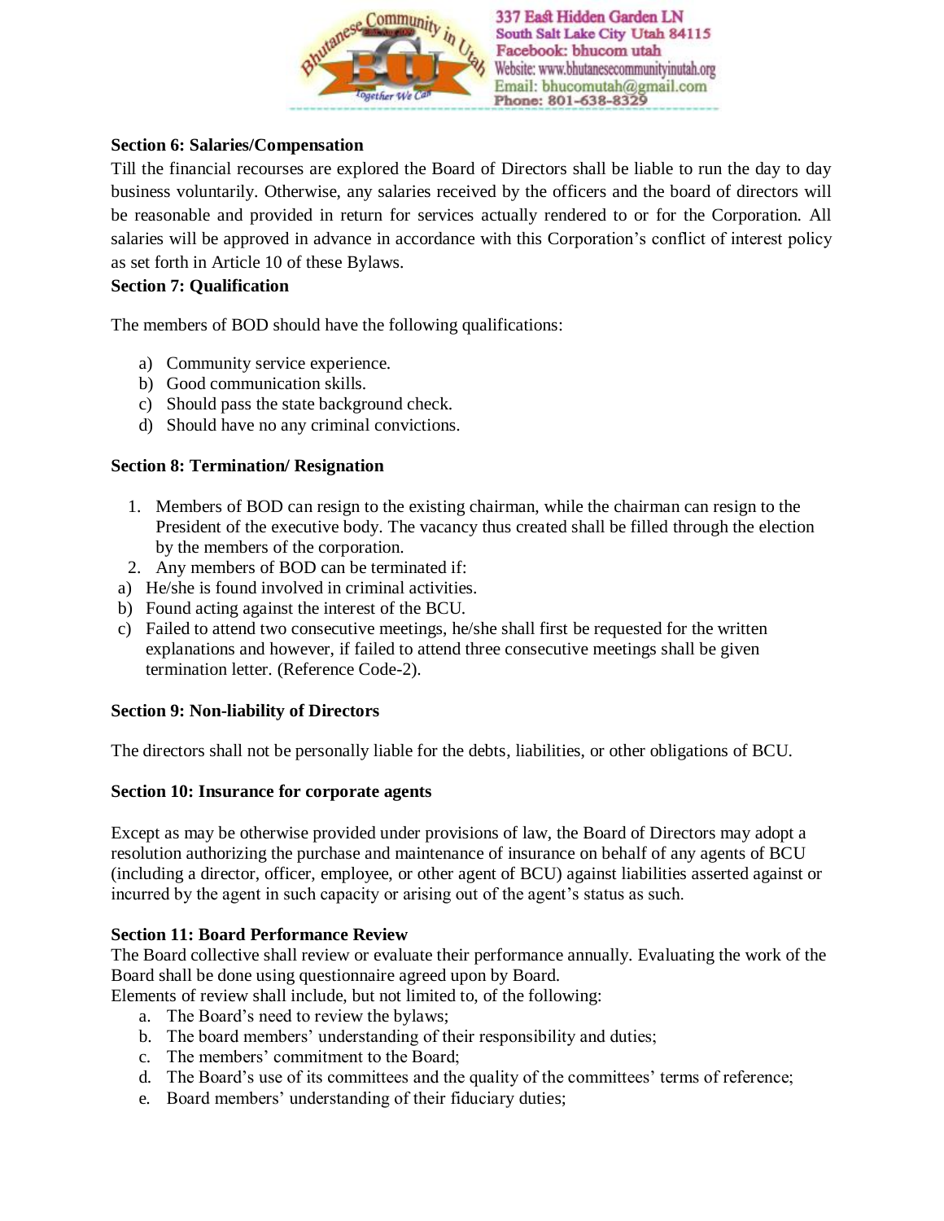**Section 6: Salaries/Compensation**

Till the financial recourses are explored the Board of Directors shall be liable to run the day to day business voluntarily. Otherwise, any salaries received by the officers and the board of directors will be reasonable and provided in return for services actually rendered to or for the Corporation. All salaries will be approved in advance in accordance with this Corporation's conflict of interest policy as set forth in Article 10 of these Bylaws.

**Section 7: Qualification**

The members of BOD should have the following qualifications:

a) Community service experience.
b) Good communication skills.
c) Should pass the state background check.
d) Should have no any criminal convictions.

**Section 8: Termination/ Resignation**

1. Members of BOD can resign to the existing chairman, while the chairman can resign to the President of the executive body. The vacancy thus created shall be filled through the election by the members of the corporation.
2. Any members of BOD can be terminated if:

a) He/she is found involved in criminal activities.
b) Found acting against the interest of the BCU.
c) Failed to attend two consecutive meetings, he/she shall first be requested for the written explanations and however, if failed to attend three consecutive meetings shall be given termination letter. (Reference Code-2).

**Section 9: Non-liability of Directors**

The directors shall not be personally liable for the debts, liabilities, or other obligations of BCU.

**Section 10: Insurance for corporate agents**

Except as may be otherwise provided under provisions of law, the Board of Directors may adopt a resolution authorizing the purchase and maintenance of insurance on behalf of any agents of BCU (including a director, officer, employee, or other agent of BCU) against liabilities asserted against or incurred by the agent in such capacity or arising out of the agent's status as such.

**Section 11: Board Performance Review**

The Board collective shall review or evaluate their performance annually. Evaluating the work of the Board shall be done using questionnaire agreed upon by Board.

Elements of review shall include, but not limited to, of the following:

a. The Board's need to review the bylaws;
b. The board members' understanding of their responsibility and duties;
c. The members' commitment to the Board;
d. The Board's use of its committees and the quality of the committees' terms of reference;
e. Board members' understanding of their fiduciary duties;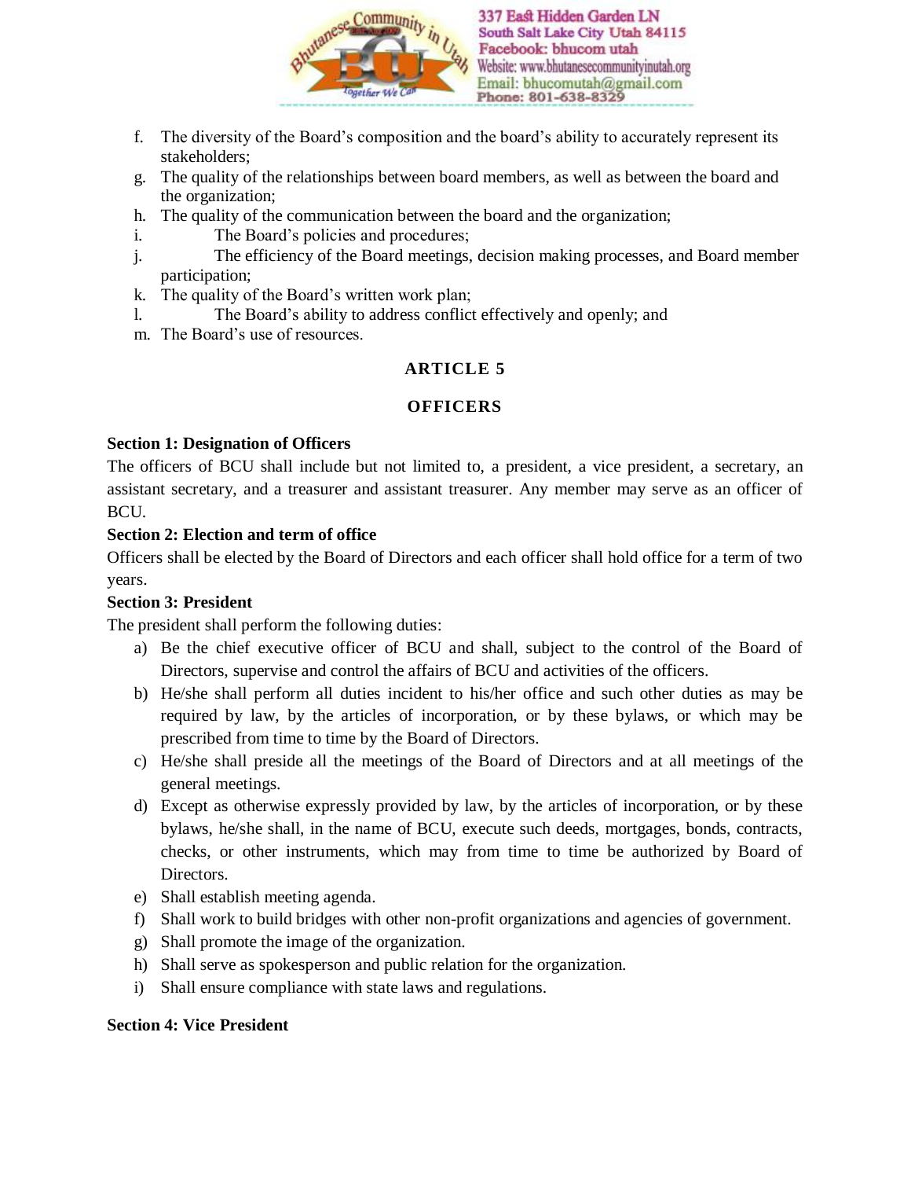f. The diversity of the Board's composition and the board's ability to accurately represent its stakeholders;
g. The quality of the relationships between board members, as well as between the board and the organization;
h. The quality of the communication between the board and the organization;
i. The Board's policies and procedures;
j. The efficiency of the Board meetings, decision making processes, and Board member participation;
k. The quality of the Board's written work plan;
l. The Board's ability to address conflict effectively and openly; and
m. The Board's use of resources.

## ARTICLE 5

## OFFICERS

**Section 1: Designation of Officers**

The officers of BCU shall include but not limited to, a president, a vice president, a secretary, an assistant secretary, and a treasurer and assistant treasurer. Any member may serve as an officer of BCU.

**Section 2: Election and term of office**

Officers shall be elected by the Board of Directors and each officer shall hold office for a term of two years.

**Section 3: President**

The president shall perform the following duties:

a) Be the chief executive officer of BCU and shall, subject to the control of the Board of Directors, supervise and control the affairs of BCU and activities of the officers.
b) He/she shall perform all duties incident to his/her office and such other duties as may be required by law, by the articles of incorporation, or by these bylaws, or which may be prescribed from time to time by the Board of Directors.
c) He/she shall preside all the meetings of the Board of Directors and at all meetings of the general meetings.
d) Except as otherwise expressly provided by law, by the articles of incorporation, or by these bylaws, he/she shall, in the name of BCU, execute such deeds, mortgages, bonds, contracts, checks, or other instruments, which may from time to time be authorized by Board of Directors.
e) Shall establish meeting agenda.
f) Shall work to build bridges with other non-profit organizations and agencies of government.
g) Shall promote the image of the organization.
h) Shall serve as spokesperson and public relation for the organization.
i) Shall ensure compliance with state laws and regulations.

**Section 4: Vice President**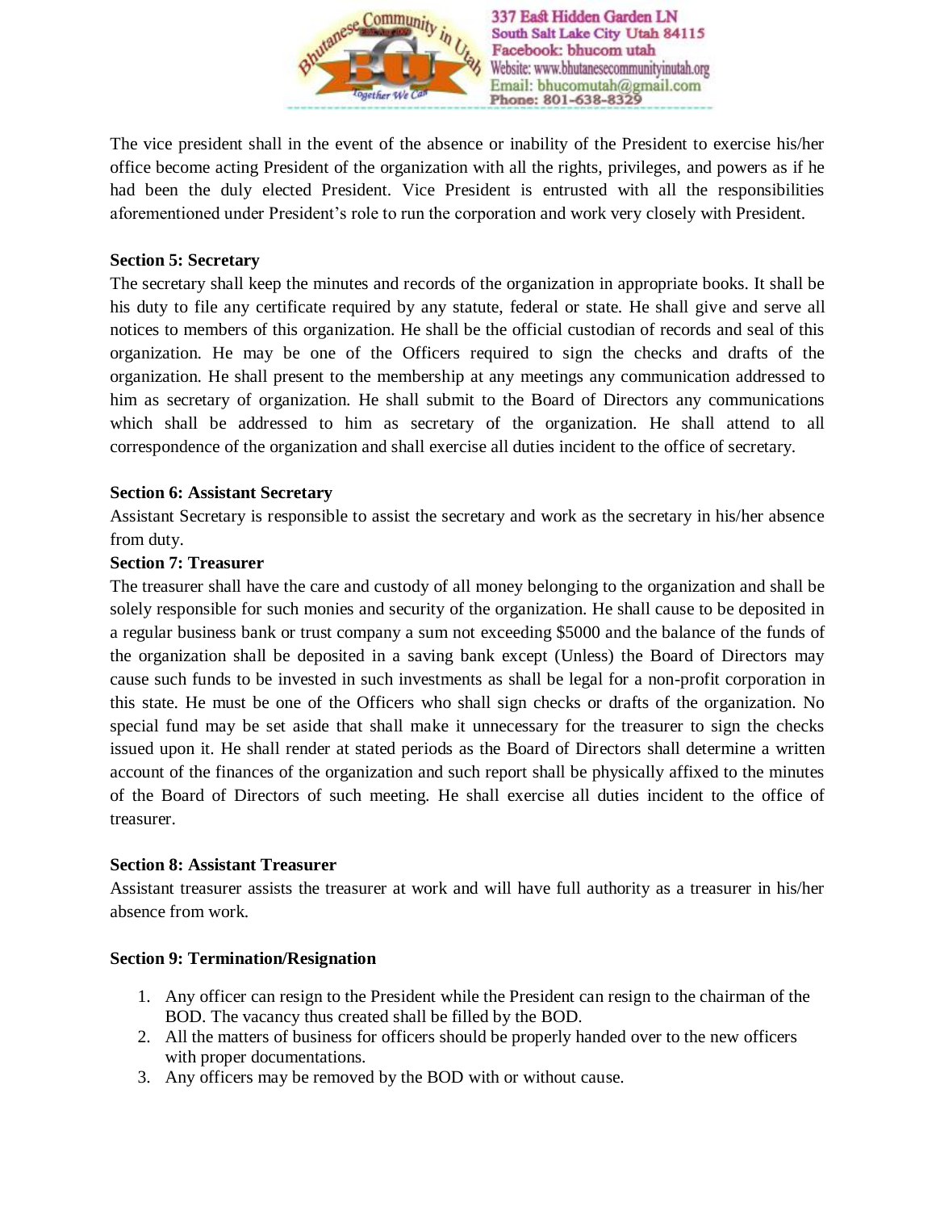The vice president shall in the event of the absence or inability of the President to exercise his/her office become acting President of the organization with all the rights, privileges, and powers as if he had been the duly elected President. Vice President is entrusted with all the responsibilities aforementioned under President's role to run the corporation and work very closely with President.

**Section 5: Secretary**

The secretary shall keep the minutes and records of the organization in appropriate books. It shall be his duty to file any certificate required by any statute, federal or state. He shall give and serve all notices to members of this organization. He shall be the official custodian of records and seal of this organization. He may be one of the Officers required to sign the checks and drafts of the organization. He shall present to the membership at any meetings any communication addressed to him as secretary of organization. He shall submit to the Board of Directors any communications which shall be addressed to him as secretary of the organization. He shall attend to all correspondence of the organization and shall exercise all duties incident to the office of secretary.

**Section 6: Assistant Secretary**

Assistant Secretary is responsible to assist the secretary and work as the secretary in his/her absence from duty.

**Section 7: Treasurer**

The treasurer shall have the care and custody of all money belonging to the organization and shall be solely responsible for such monies and security of the organization. He shall cause to be deposited in a regular business bank or trust company a sum not exceeding $5000 and the balance of the funds of the organization shall be deposited in a saving bank except (Unless) the Board of Directors may cause such funds to be invested in such investments as shall be legal for a non-profit corporation in this state. He must be one of the Officers who shall sign checks or drafts of the organization. No special fund may be set aside that shall make it unnecessary for the treasurer to sign the checks issued upon it. He shall render at stated periods as the Board of Directors shall determine a written account of the finances of the organization and such report shall be physically affixed to the minutes of the Board of Directors of such meeting. He shall exercise all duties incident to the office of treasurer.

**Section 8: Assistant Treasurer**

Assistant treasurer assists the treasurer at work and will have full authority as a treasurer in his/her absence from work.

**Section 9: Termination/Resignation**

1. Any officer can resign to the President while the President can resign to the chairman of the BOD. The vacancy thus created shall be filled by the BOD.
2. All the matters of business for officers should be properly handed over to the new officers with proper documentations.
3. Any officers may be removed by the BOD with or without cause.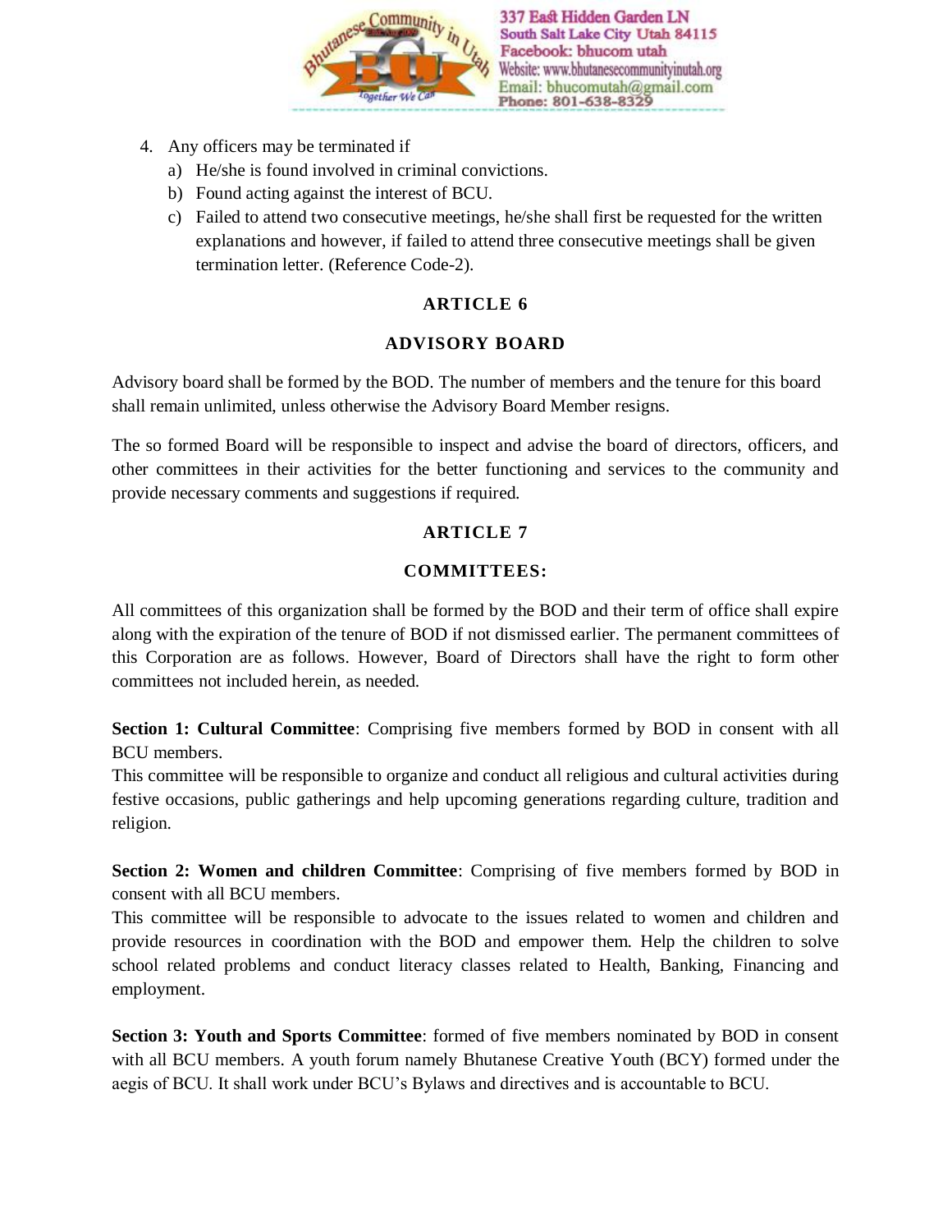4. Any officers may be terminated if
   a) He/she is found involved in criminal convictions.
   b) Found acting against the interest of BCU.
   c) Failed to attend two consecutive meetings, he/she shall first be requested for the written explanations and however, if failed to attend three consecutive meetings shall be given termination letter. (Reference Code-2).

## ARTICLE 6

## ADVISORY BOARD

Advisory board shall be formed by the BOD. The number of members and the tenure for this board shall remain unlimited, unless otherwise the Advisory Board Member resigns.

The so formed Board will be responsible to inspect and advise the board of directors, officers, and other committees in their activities for the better functioning and services to the community and provide necessary comments and suggestions if required.

## ARTICLE 7

## COMMITTEES:

All committees of this organization shall be formed by the BOD and their term of office shall expire along with the expiration of the tenure of BOD if not dismissed earlier. The permanent committees of this Corporation are as follows. However, Board of Directors shall have the right to form other committees not included herein, as needed.

**Section 1: Cultural Committee**: Comprising five members formed by BOD in consent with all BCU members.
This committee will be responsible to organize and conduct all religious and cultural activities during festive occasions, public gatherings and help upcoming generations regarding culture, tradition and religion.

**Section 2: Women and children Committee**: Comprising of five members formed by BOD in consent with all BCU members.
This committee will be responsible to advocate to the issues related to women and children and provide resources in coordination with the BOD and empower them. Help the children to solve school related problems and conduct literacy classes related to Health, Banking, Financing and employment.

**Section 3: Youth and Sports Committee**: formed of five members nominated by BOD in consent with all BCU members. A youth forum namely Bhutanese Creative Youth (BCY) formed under the aegis of BCU. It shall work under BCU's Bylaws and directives and is accountable to BCU.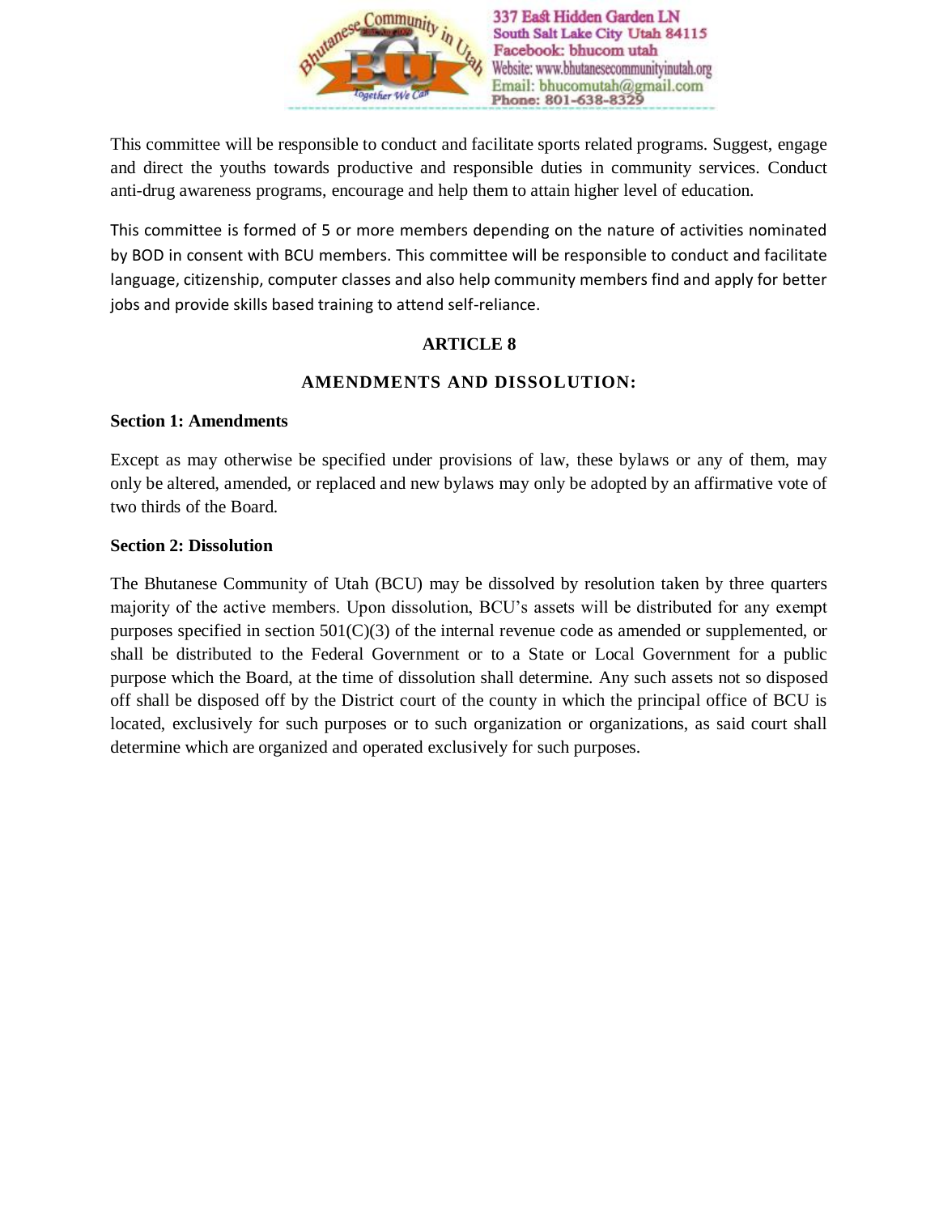This committee will be responsible to conduct and facilitate sports related programs. Suggest, engage and direct the youths towards productive and responsible duties in community services. Conduct anti-drug awareness programs, encourage and help them to attain higher level of education.

This committee is formed of 5 or more members depending on the nature of activities nominated by BOD in consent with BCU members. This committee will be responsible to conduct and facilitate language, citizenship, computer classes and also help community members find and apply for better jobs and provide skills based training to attend self-reliance.

## ARTICLE 8

## AMENDMENTS AND DISSOLUTION:

**Section 1: Amendments**

Except as may otherwise be specified under provisions of law, these bylaws or any of them, may only be altered, amended, or replaced and new bylaws may only be adopted by an affirmative vote of two thirds of the Board.

**Section 2: Dissolution**

The Bhutanese Community of Utah (BCU) may be dissolved by resolution taken by three quarters majority of the active members. Upon dissolution, BCU's assets will be distributed for any exempt purposes specified in section 501(C)(3) of the internal revenue code as amended or supplemented, or shall be distributed to the Federal Government or to a State or Local Government for a public purpose which the Board, at the time of dissolution shall determine. Any such assets not so disposed off shall be disposed off by the District court of the county in which the principal office of BCU is located, exclusively for such purposes or to such organization or organizations, as said court shall determine which are organized and operated exclusively for such purposes.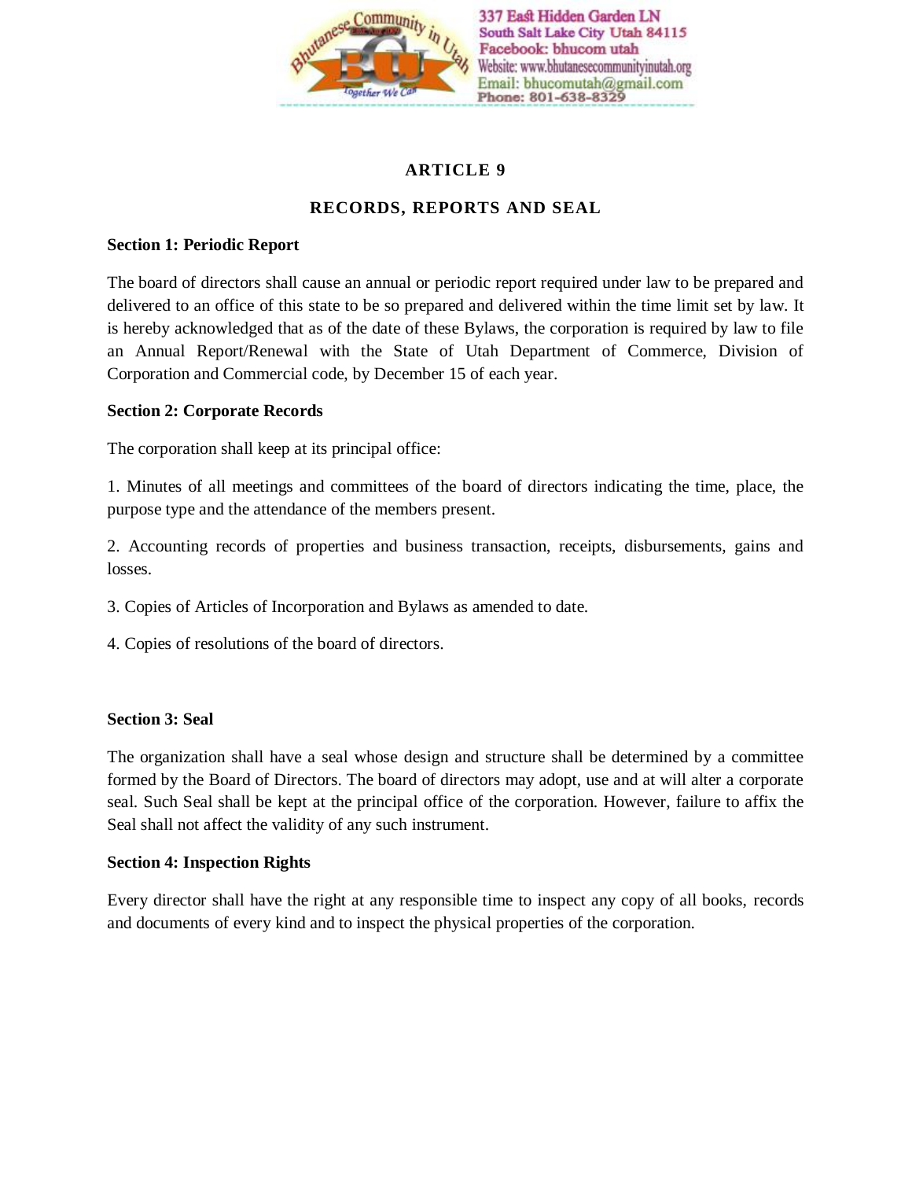# ARTICLE 9

## RECORDS, REPORTS AND SEAL

**Section 1: Periodic Report**

The board of directors shall cause an annual or periodic report required under law to be prepared and delivered to an office of this state to be so prepared and delivered within the time limit set by law. It is hereby acknowledged that as of the date of these Bylaws, the corporation is required by law to file an Annual Report/Renewal with the State of Utah Department of Commerce, Division of Corporation and Commercial code, by December 15 of each year.

**Section 2: Corporate Records**

The corporation shall keep at its principal office:

1. Minutes of all meetings and committees of the board of directors indicating the time, place, the purpose type and the attendance of the members present.

2. Accounting records of properties and business transaction, receipts, disbursements, gains and losses.

3. Copies of Articles of Incorporation and Bylaws as amended to date.

4. Copies of resolutions of the board of directors.

**Section 3: Seal**

The organization shall have a seal whose design and structure shall be determined by a committee formed by the Board of Directors. The board of directors may adopt, use and at will alter a corporate seal. Such Seal shall be kept at the principal office of the corporation. However, failure to affix the Seal shall not affect the validity of any such instrument.

**Section 4: Inspection Rights**

Every director shall have the right at any responsible time to inspect any copy of all books, records and documents of every kind and to inspect the physical properties of the corporation.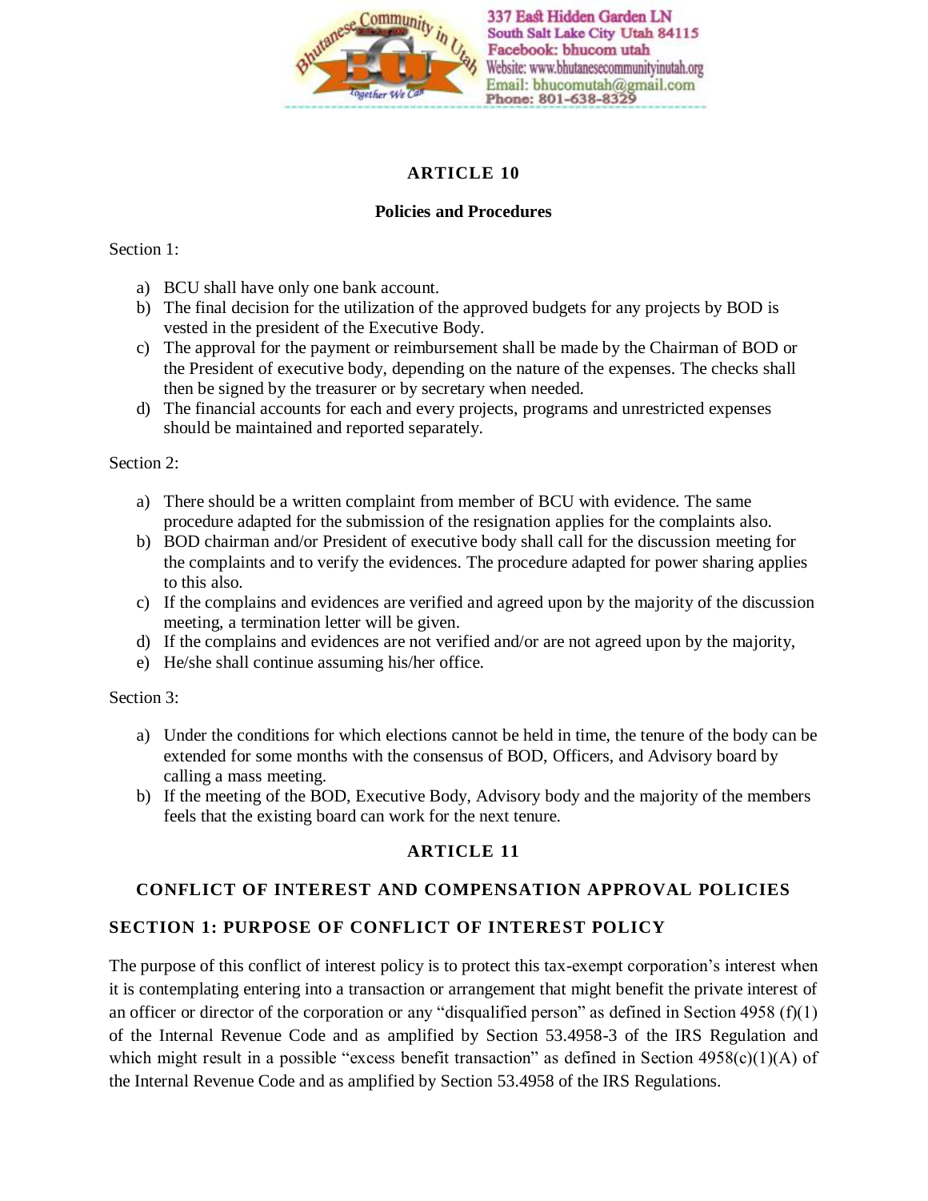## ARTICLE 10

### Policies and Procedures

Section 1:

a) BCU shall have only one bank account.
b) The final decision for the utilization of the approved budgets for any projects by BOD is vested in the president of the Executive Body.
c) The approval for the payment or reimbursement shall be made by the Chairman of BOD or the President of executive body, depending on the nature of the expenses. The checks shall then be signed by the treasurer or by secretary when needed.
d) The financial accounts for each and every projects, programs and unrestricted expenses should be maintained and reported separately.

Section 2:

a) There should be a written complaint from member of BCU with evidence. The same procedure adapted for the submission of the resignation applies for the complaints also.
b) BOD chairman and/or President of executive body shall call for the discussion meeting for the complaints and to verify the evidences. The procedure adapted for power sharing applies to this also.
c) If the complains and evidences are verified and agreed upon by the majority of the discussion meeting, a termination letter will be given.
d) If the complains and evidences are not verified and/or are not agreed upon by the majority,
e) He/she shall continue assuming his/her office.

Section 3:

a) Under the conditions for which elections cannot be held in time, the tenure of the body can be extended for some months with the consensus of BOD, Officers, and Advisory board by calling a mass meeting.
b) If the meeting of the BOD, Executive Body, Advisory body and the majority of the members feels that the existing board can work for the next tenure.

## ARTICLE 11

### CONFLICT OF INTEREST AND COMPENSATION APPROVAL POLICIES

### SECTION 1: PURPOSE OF CONFLICT OF INTEREST POLICY

The purpose of this conflict of interest policy is to protect this tax-exempt corporation's interest when it is contemplating entering into a transaction or arrangement that might benefit the private interest of an officer or director of the corporation or any "disqualified person" as defined in Section 4958 (f)(1) of the Internal Revenue Code and as amplified by Section 53.4958-3 of the IRS Regulation and which might result in a possible "excess benefit transaction" as defined in Section 4958(c)(1)(A) of the Internal Revenue Code and as amplified by Section 53.4958 of the IRS Regulations.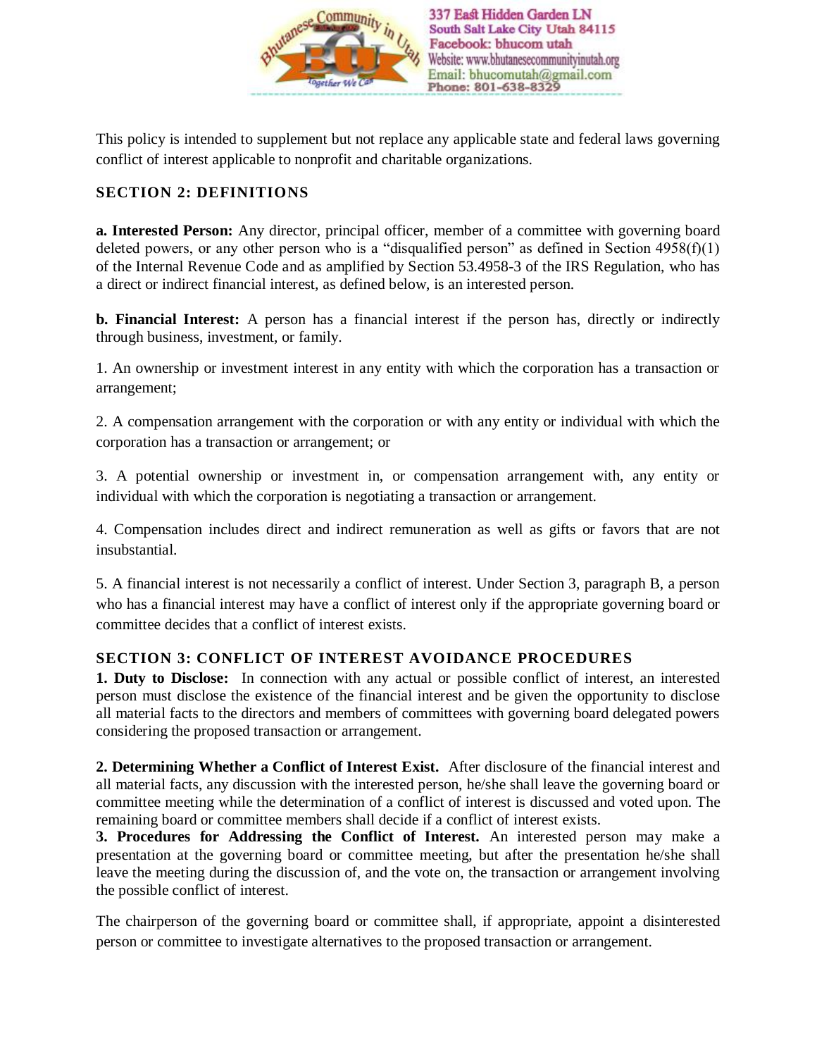This policy is intended to supplement but not replace any applicable state and federal laws governing conflict of interest applicable to nonprofit and charitable organizations.

## SECTION 2: DEFINITIONS

**a. Interested Person:** Any director, principal officer, member of a committee with governing board deleted powers, or any other person who is a "disqualified person" as defined in Section 4958(f)(1) of the Internal Revenue Code and as amplified by Section 53.4958-3 of the IRS Regulation, who has a direct or indirect financial interest, as defined below, is an interested person.

**b. Financial Interest:** A person has a financial interest if the person has, directly or indirectly through business, investment, or family.

1. An ownership or investment interest in any entity with which the corporation has a transaction or arrangement;

2. A compensation arrangement with the corporation or with any entity or individual with which the corporation has a transaction or arrangement; or

3. A potential ownership or investment in, or compensation arrangement with, any entity or individual with which the corporation is negotiating a transaction or arrangement.

4. Compensation includes direct and indirect remuneration as well as gifts or favors that are not insubstantial.

5. A financial interest is not necessarily a conflict of interest. Under Section 3, paragraph B, a person who has a financial interest may have a conflict of interest only if the appropriate governing board or committee decides that a conflict of interest exists.

## SECTION 3: CONFLICT OF INTEREST AVOIDANCE PROCEDURES

**1. Duty to Disclose:** In connection with any actual or possible conflict of interest, an interested person must disclose the existence of the financial interest and be given the opportunity to disclose all material facts to the directors and members of committees with governing board delegated powers considering the proposed transaction or arrangement.

**2. Determining Whether a Conflict of Interest Exist.** After disclosure of the financial interest and all material facts, any discussion with the interested person, he/she shall leave the governing board or committee meeting while the determination of a conflict of interest is discussed and voted upon. The remaining board or committee members shall decide if a conflict of interest exists.

**3. Procedures for Addressing the Conflict of Interest.** An interested person may make a presentation at the governing board or committee meeting, but after the presentation he/she shall leave the meeting during the discussion of, and the vote on, the transaction or arrangement involving the possible conflict of interest.

The chairperson of the governing board or committee shall, if appropriate, appoint a disinterested person or committee to investigate alternatives to the proposed transaction or arrangement.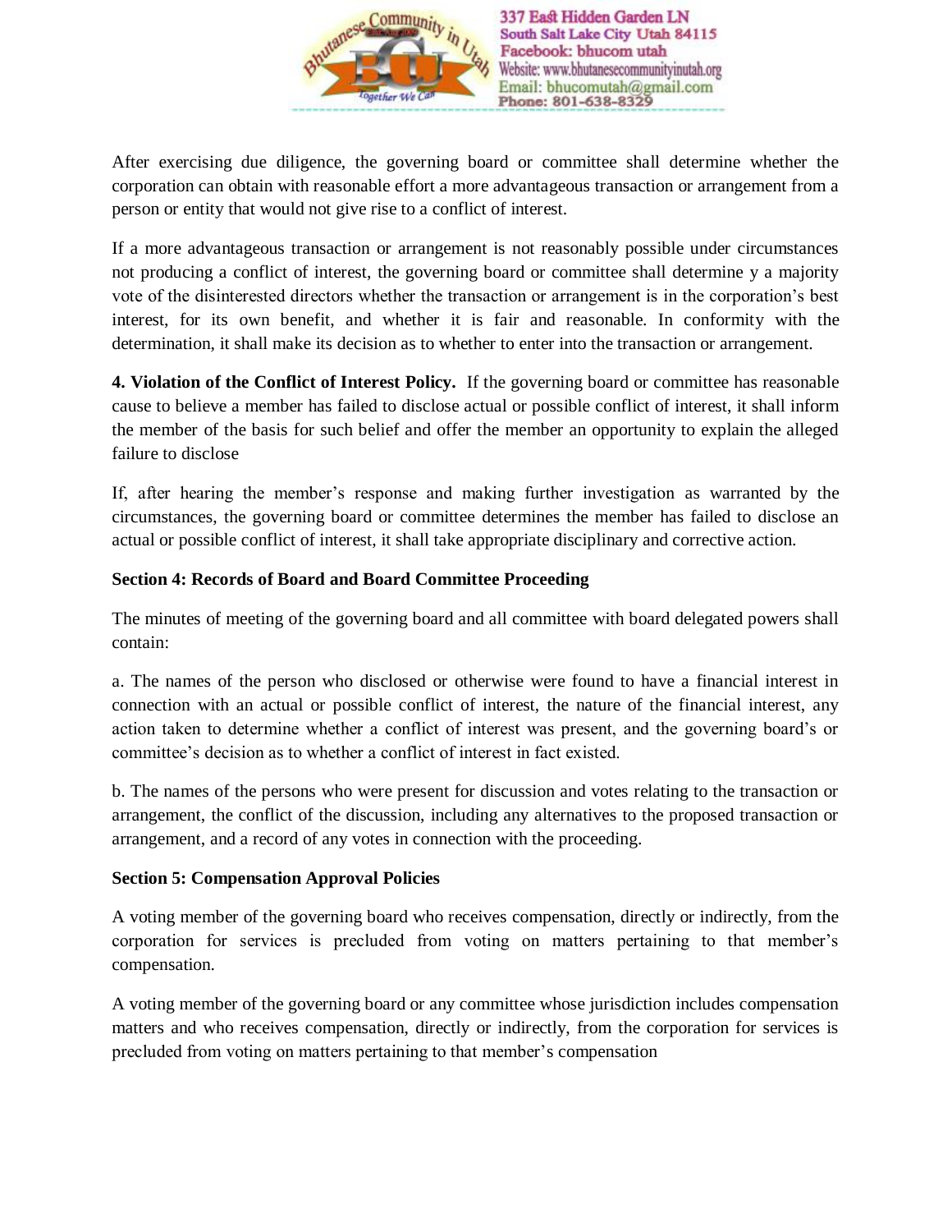After exercising due diligence, the governing board or committee shall determine whether the corporation can obtain with reasonable effort a more advantageous transaction or arrangement from a person or entity that would not give rise to a conflict of interest.

If a more advantageous transaction or arrangement is not reasonably possible under circumstances not producing a conflict of interest, the governing board or committee shall determine y a majority vote of the disinterested directors whether the transaction or arrangement is in the corporation's best interest, for its own benefit, and whether it is fair and reasonable. In conformity with the determination, it shall make its decision as to whether to enter into the transaction or arrangement.

**4. Violation of the Conflict of Interest Policy.** If the governing board or committee has reasonable cause to believe a member has failed to disclose actual or possible conflict of interest, it shall inform the member of the basis for such belief and offer the member an opportunity to explain the alleged failure to disclose

If, after hearing the member's response and making further investigation as warranted by the circumstances, the governing board or committee determines the member has failed to disclose an actual or possible conflict of interest, it shall take appropriate disciplinary and corrective action.

**Section 4: Records of Board and Board Committee Proceeding**

The minutes of meeting of the governing board and all committee with board delegated powers shall contain:

a. The names of the person who disclosed or otherwise were found to have a financial interest in connection with an actual or possible conflict of interest, the nature of the financial interest, any action taken to determine whether a conflict of interest was present, and the governing board's or committee's decision as to whether a conflict of interest in fact existed.

b. The names of the persons who were present for discussion and votes relating to the transaction or arrangement, the conflict of the discussion, including any alternatives to the proposed transaction or arrangement, and a record of any votes in connection with the proceeding.

**Section 5: Compensation Approval Policies**

A voting member of the governing board who receives compensation, directly or indirectly, from the corporation for services is precluded from voting on matters pertaining to that member's compensation.

A voting member of the governing board or any committee whose jurisdiction includes compensation matters and who receives compensation, directly or indirectly, from the corporation for services is precluded from voting on matters pertaining to that member's compensation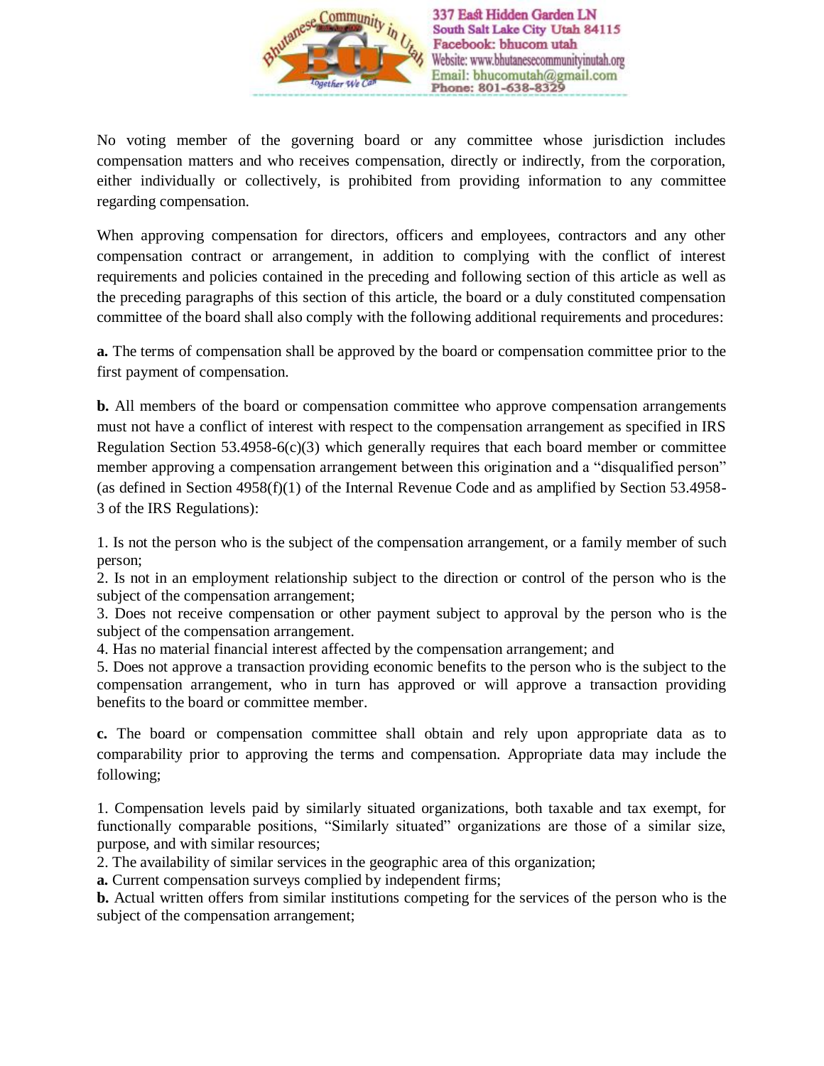No voting member of the governing board or any committee whose jurisdiction includes compensation matters and who receives compensation, directly or indirectly, from the corporation, either individually or collectively, is prohibited from providing information to any committee regarding compensation.

When approving compensation for directors, officers and employees, contractors and any other compensation contract or arrangement, in addition to complying with the conflict of interest requirements and policies contained in the preceding and following section of this article as well as the preceding paragraphs of this section of this article, the board or a duly constituted compensation committee of the board shall also comply with the following additional requirements and procedures:

**a.** The terms of compensation shall be approved by the board or compensation committee prior to the first payment of compensation.

**b.** All members of the board or compensation committee who approve compensation arrangements must not have a conflict of interest with respect to the compensation arrangement as specified in IRS Regulation Section 53.4958-6(c)(3) which generally requires that each board member or committee member approving a compensation arrangement between this origination and a "disqualified person" (as defined in Section 4958(f)(1) of the Internal Revenue Code and as amplified by Section 53.4958-3 of the IRS Regulations):

1. Is not the person who is the subject of the compensation arrangement, or a family member of such person;
2. Is not in an employment relationship subject to the direction or control of the person who is the subject of the compensation arrangement;
3. Does not receive compensation or other payment subject to approval by the person who is the subject of the compensation arrangement.
4. Has no material financial interest affected by the compensation arrangement; and
5. Does not approve a transaction providing economic benefits to the person who is the subject to the compensation arrangement, who in turn has approved or will approve a transaction providing benefits to the board or committee member.

**c.** The board or compensation committee shall obtain and rely upon appropriate data as to comparability prior to approving the terms and compensation. Appropriate data may include the following;

1. Compensation levels paid by similarly situated organizations, both taxable and tax exempt, for functionally comparable positions, "Similarly situated" organizations are those of a similar size, purpose, and with similar resources;
2. The availability of similar services in the geographic area of this organization;
**a.** Current compensation surveys complied by independent firms;
**b.** Actual written offers from similar institutions competing for the services of the person who is the subject of the compensation arrangement;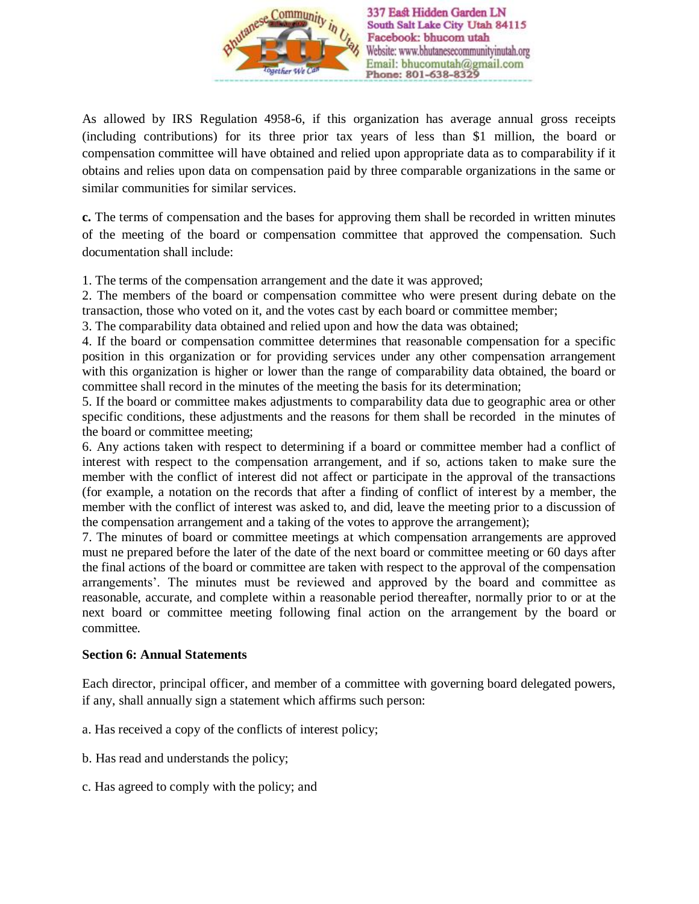As allowed by IRS Regulation 4958-6, if this organization has average annual gross receipts (including contributions) for its three prior tax years of less than $1 million, the board or compensation committee will have obtained and relied upon appropriate data as to comparability if it obtains and relies upon data on compensation paid by three comparable organizations in the same or similar communities for similar services.

**c.** The terms of compensation and the bases for approving them shall be recorded in written minutes of the meeting of the board or compensation committee that approved the compensation. Such documentation shall include:

1. The terms of the compensation arrangement and the date it was approved;
2. The members of the board or compensation committee who were present during debate on the transaction, those who voted on it, and the votes cast by each board or committee member;
3. The comparability data obtained and relied upon and how the data was obtained;
4. If the board or compensation committee determines that reasonable compensation for a specific position in this organization or for providing services under any other compensation arrangement with this organization is higher or lower than the range of comparability data obtained, the board or committee shall record in the minutes of the meeting the basis for its determination;
5. If the board or committee makes adjustments to comparability data due to geographic area or other specific conditions, these adjustments and the reasons for them shall be recorded in the minutes of the board or committee meeting;
6. Any actions taken with respect to determining if a board or committee member had a conflict of interest with respect to the compensation arrangement, and if so, actions taken to make sure the member with the conflict of interest did not affect or participate in the approval of the transactions (for example, a notation on the records that after a finding of conflict of interest by a member, the member with the conflict of interest was asked to, and did, leave the meeting prior to a discussion of the compensation arrangement and a taking of the votes to approve the arrangement);
7. The minutes of board or committee meetings at which compensation arrangements are approved must ne prepared before the later of the date of the next board or committee meeting or 60 days after the final actions of the board or committee are taken with respect to the approval of the compensation arrangements'. The minutes must be reviewed and approved by the board and committee as reasonable, accurate, and complete within a reasonable period thereafter, normally prior to or at the next board or committee meeting following final action on the arrangement by the board or committee.

**Section 6: Annual Statements**

Each director, principal officer, and member of a committee with governing board delegated powers, if any, shall annually sign a statement which affirms such person:

a. Has received a copy of the conflicts of interest policy;

b. Has read and understands the policy;

c. Has agreed to comply with the policy; and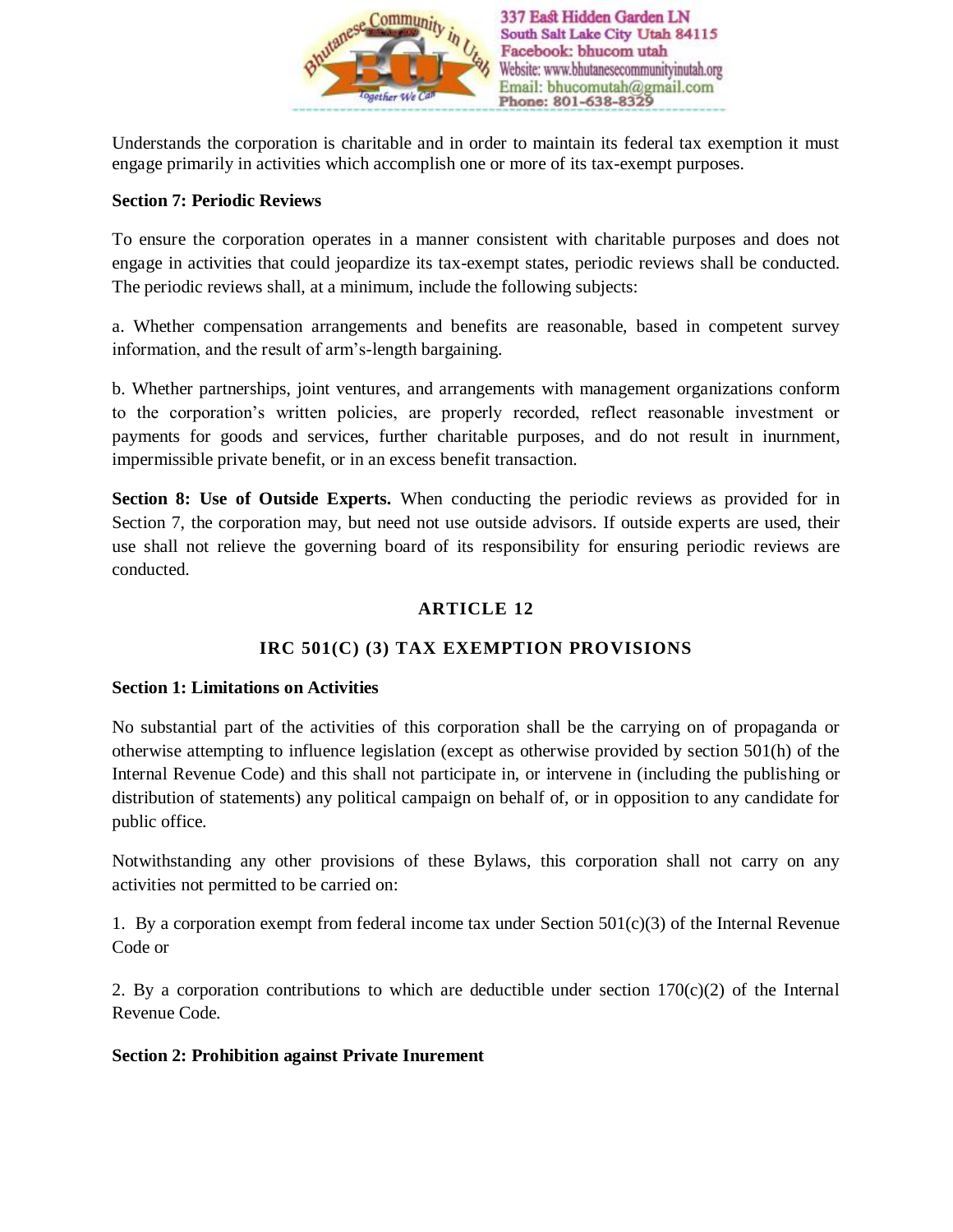Understands the corporation is charitable and in order to maintain its federal tax exemption it must engage primarily in activities which accomplish one or more of its tax-exempt purposes.

**Section 7: Periodic Reviews**

To ensure the corporation operates in a manner consistent with charitable purposes and does not engage in activities that could jeopardize its tax-exempt states, periodic reviews shall be conducted. The periodic reviews shall, at a minimum, include the following subjects:

a. Whether compensation arrangements and benefits are reasonable, based in competent survey information, and the result of arm's-length bargaining.

b. Whether partnerships, joint ventures, and arrangements with management organizations conform to the corporation's written policies, are properly recorded, reflect reasonable investment or payments for goods and services, further charitable purposes, and do not result in inurnment, impermissible private benefit, or in an excess benefit transaction.

**Section 8: Use of Outside Experts.** When conducting the periodic reviews as provided for in Section 7, the corporation may, but need not use outside advisors. If outside experts are used, their use shall not relieve the governing board of its responsibility for ensuring periodic reviews are conducted.

## ARTICLE 12

## IRC 501(C) (3) TAX EXEMPTION PROVISIONS

**Section 1: Limitations on Activities**

No substantial part of the activities of this corporation shall be the carrying on of propaganda or otherwise attempting to influence legislation (except as otherwise provided by section 501(h) of the Internal Revenue Code) and this shall not participate in, or intervene in (including the publishing or distribution of statements) any political campaign on behalf of, or in opposition to any candidate for public office.

Notwithstanding any other provisions of these Bylaws, this corporation shall not carry on any activities not permitted to be carried on:

1. By a corporation exempt from federal income tax under Section 501(c)(3) of the Internal Revenue Code or

2. By a corporation contributions to which are deductible under section 170(c)(2) of the Internal Revenue Code.

**Section 2: Prohibition against Private Inurement**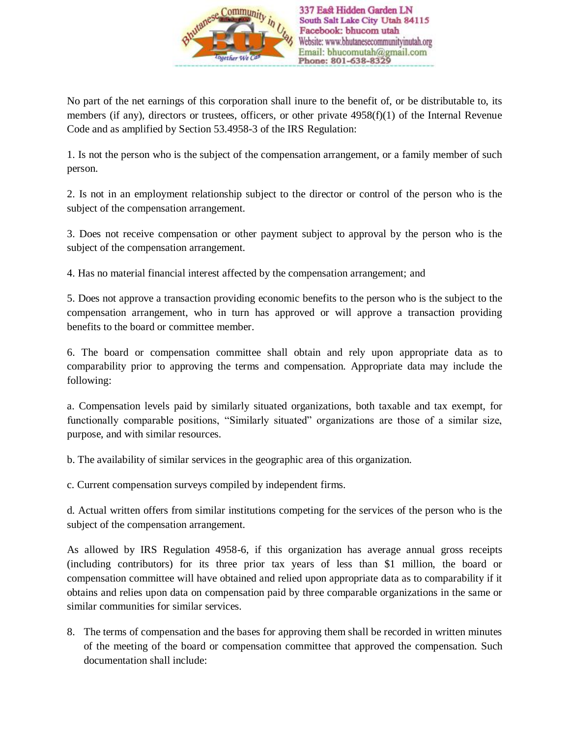No part of the net earnings of this corporation shall inure to the benefit of, or be distributable to, its members (if any), directors or trustees, officers, or other private 4958(f)(1) of the Internal Revenue Code and as amplified by Section 53.4958-3 of the IRS Regulation:

1. Is not the person who is the subject of the compensation arrangement, or a family member of such person.

2. Is not in an employment relationship subject to the director or control of the person who is the subject of the compensation arrangement.

3. Does not receive compensation or other payment subject to approval by the person who is the subject of the compensation arrangement.

4. Has no material financial interest affected by the compensation arrangement; and

5. Does not approve a transaction providing economic benefits to the person who is the subject to the compensation arrangement, who in turn has approved or will approve a transaction providing benefits to the board or committee member.

6. The board or compensation committee shall obtain and rely upon appropriate data as to comparability prior to approving the terms and compensation. Appropriate data may include the following:

a. Compensation levels paid by similarly situated organizations, both taxable and tax exempt, for functionally comparable positions, "Similarly situated" organizations are those of a similar size, purpose, and with similar resources.

b. The availability of similar services in the geographic area of this organization.

c. Current compensation surveys compiled by independent firms.

d. Actual written offers from similar institutions competing for the services of the person who is the subject of the compensation arrangement.

As allowed by IRS Regulation 4958-6, if this organization has average annual gross receipts (including contributors) for its three prior tax years of less than $1 million, the board or compensation committee will have obtained and relied upon appropriate data as to comparability if it obtains and relies upon data on compensation paid by three comparable organizations in the same or similar communities for similar services.

8. The terms of compensation and the bases for approving them shall be recorded in written minutes of the meeting of the board or compensation committee that approved the compensation. Such documentation shall include: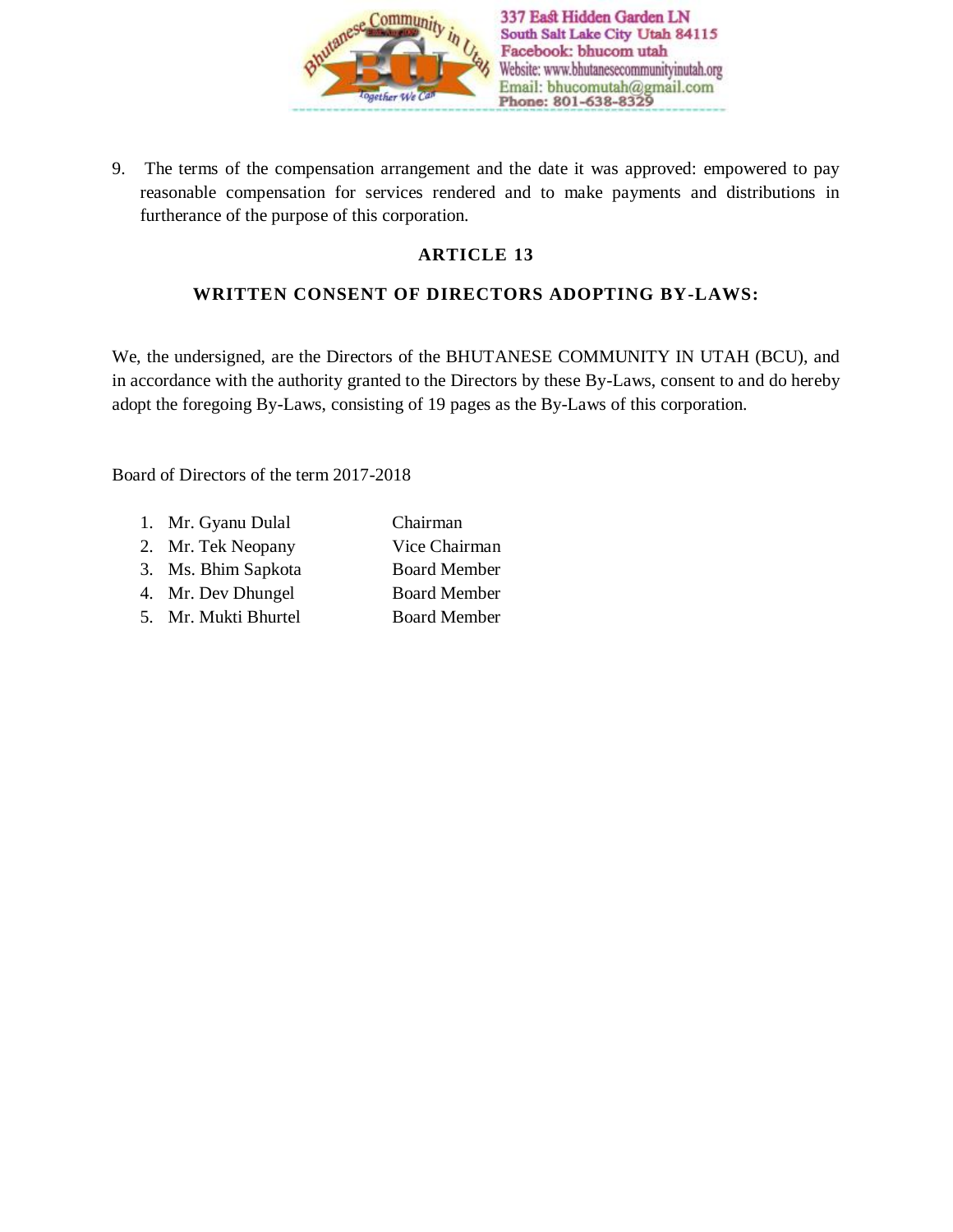9. The terms of the compensation arrangement and the date it was approved: empowered to pay reasonable compensation for services rendered and to make payments and distributions in furtherance of the purpose of this corporation.

## ARTICLE 13

### WRITTEN CONSENT OF DIRECTORS ADOPTING BY-LAWS:

We, the undersigned, are the Directors of the BHUTANESE COMMUNITY IN UTAH (BCU), and in accordance with the authority granted to the Directors by these By-Laws, consent to and do hereby adopt the foregoing By-Laws, consisting of 19 pages as the By-Laws of this corporation.

Board of Directors of the term 2017-2018

| | | |
|---|---|---|
| 1. | Mr. Gyanu Dulal | Chairman |
| 2. | Mr. Tek Neopany | Vice Chairman |
| 3. | Ms. Bhim Sapkota | Board Member |
| 4. | Mr. Dev Dhungel | Board Member |
| 5. | Mr. Mukti Bhurtel | Board Member |